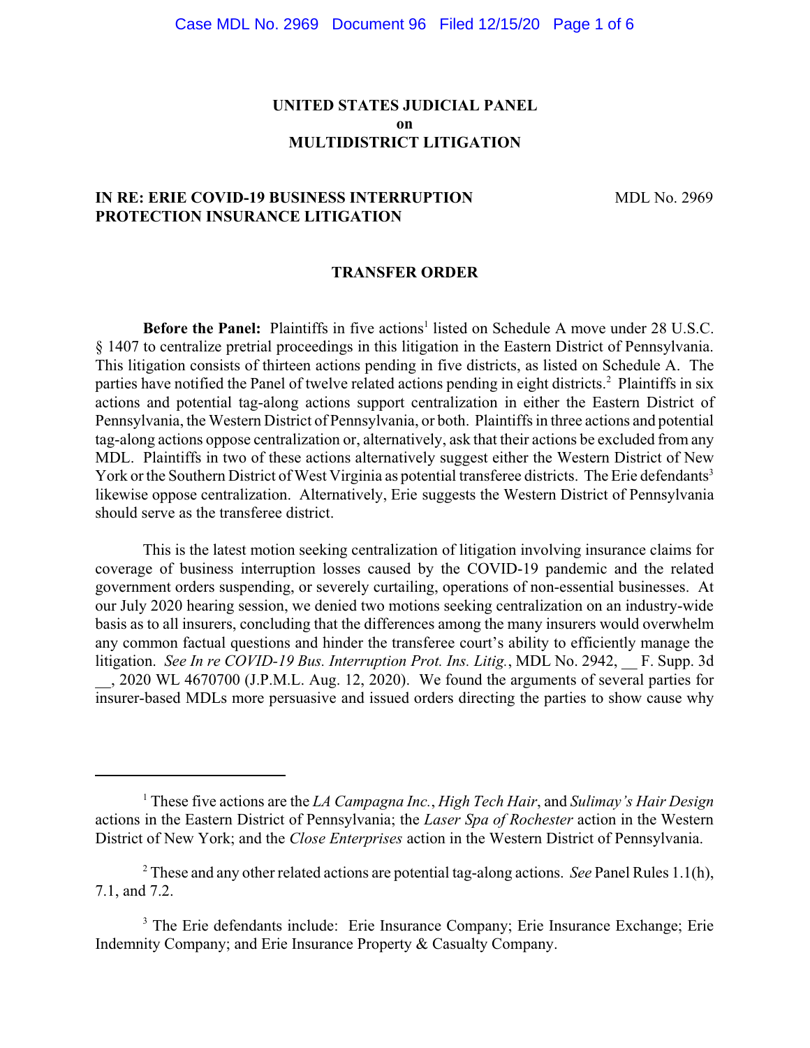**UNITED STATES JUDICIAL PANEL**
**on**
**MULTIDISTRICT LITIGATION**

**IN RE: ERIE COVID-19 BUSINESS INTERRUPTION PROTECTION INSURANCE LITIGATION** MDL No. 2969

**TRANSFER ORDER**

**Before the Panel:** Plaintiffs in five actions[1] listed on Schedule A move under 28 U.S.C. § 1407 to centralize pretrial proceedings in this litigation in the Eastern District of Pennsylvania. This litigation consists of thirteen actions pending in five districts, as listed on Schedule A. The parties have notified the Panel of twelve related actions pending in eight districts.[2] Plaintiffs in six actions and potential tag-along actions support centralization in either the Eastern District of Pennsylvania, the Western District of Pennsylvania, or both. Plaintiffs in three actions and potential tag-along actions oppose centralization or, alternatively, ask that their actions be excluded from any MDL. Plaintiffs in two of these actions alternatively suggest either the Western District of New York or the Southern District of West Virginia as potential transferee districts. The Erie defendants[3] likewise oppose centralization. Alternatively, Erie suggests the Western District of Pennsylvania should serve as the transferee district.

This is the latest motion seeking centralization of litigation involving insurance claims for coverage of business interruption losses caused by the COVID-19 pandemic and the related government orders suspending, or severely curtailing, operations of non-essential businesses. At our July 2020 hearing session, we denied two motions seeking centralization on an industry-wide basis as to all insurers, concluding that the differences among the many insurers would overwhelm any common factual questions and hinder the transferee court's ability to efficiently manage the litigation. *See In re COVID-19 Bus. Interruption Prot. Ins. Litig.*, MDL No. 2942, __ F. Supp. 3d __, 2020 WL 4670700 (J.P.M.L. Aug. 12, 2020). We found the arguments of several parties for insurer-based MDLs more persuasive and issued orders directing the parties to show cause why

---

[1] These five actions are the *LA Campagna Inc.*, *High Tech Hair*, and *Sulimay's Hair Design* actions in the Eastern District of Pennsylvania; the *Laser Spa of Rochester* action in the Western District of New York; and the *Close Enterprises* action in the Western District of Pennsylvania.

[2] These and any other related actions are potential tag-along actions. *See* Panel Rules 1.1(h), 7.1, and 7.2.

[3] The Erie defendants include: Erie Insurance Company; Erie Insurance Exchange; Erie Indemnity Company; and Erie Insurance Property & Casualty Company.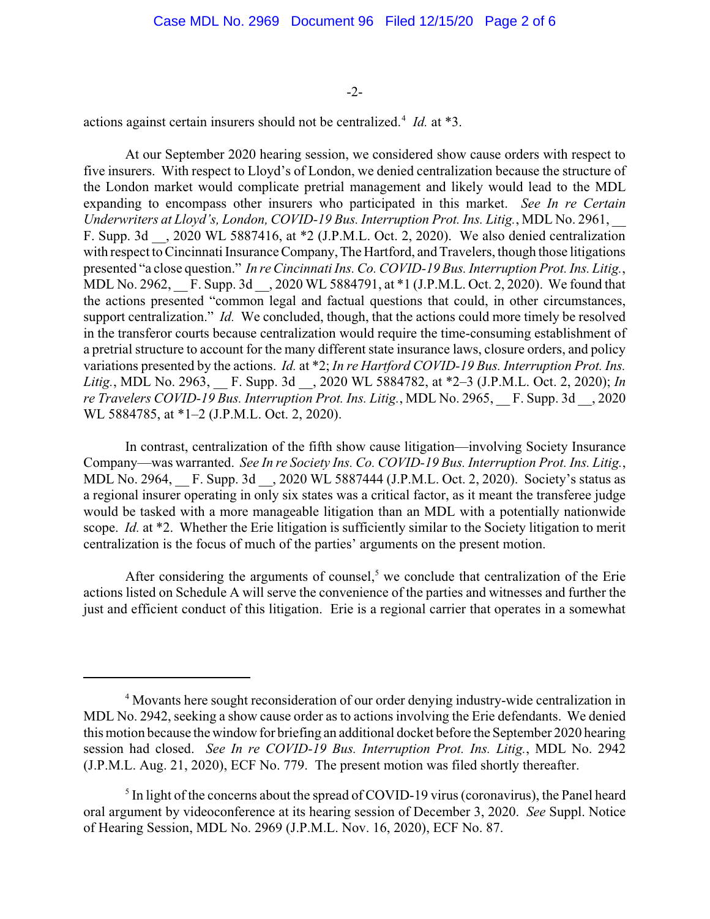actions against certain insurers should not be centralized.[4] *Id.* at *3.

At our September 2020 hearing session, we considered show cause orders with respect to five insurers. With respect to Lloyd's of London, we denied centralization because the structure of the London market would complicate pretrial management and likely would lead to the MDL expanding to encompass other insurers who participated in this market. *See In re Certain Underwriters at Lloyd's, London, COVID-19 Bus. Interruption Prot. Ins. Litig.*, MDL No. 2961, __ F. Supp. 3d __, 2020 WL 5887416, at *2 (J.P.M.L. Oct. 2, 2020). We also denied centralization with respect to Cincinnati Insurance Company, The Hartford, and Travelers, though those litigations presented "a close question." *In re Cincinnati Ins. Co. COVID-19 Bus. Interruption Prot. Ins. Litig.*, MDL No. 2962, __ F. Supp. 3d __, 2020 WL 5884791, at *1 (J.P.M.L. Oct. 2, 2020). We found that the actions presented "common legal and factual questions that could, in other circumstances, support centralization." *Id.* We concluded, though, that the actions could more timely be resolved in the transferor courts because centralization would require the time-consuming establishment of a pretrial structure to account for the many different state insurance laws, closure orders, and policy variations presented by the actions. *Id.* at *2; *In re Hartford COVID-19 Bus. Interruption Prot. Ins. Litig.*, MDL No. 2963, __ F. Supp. 3d __, 2020 WL 5884782, at *2–3 (J.P.M.L. Oct. 2, 2020); *In re Travelers COVID-19 Bus. Interruption Prot. Ins. Litig.*, MDL No. 2965, __ F. Supp. 3d __, 2020 WL 5884785, at *1–2 (J.P.M.L. Oct. 2, 2020).

In contrast, centralization of the fifth show cause litigation—involving Society Insurance Company—was warranted. *See In re Society Ins. Co. COVID-19 Bus. Interruption Prot. Ins. Litig.*, MDL No. 2964, __ F. Supp. 3d __, 2020 WL 5887444 (J.P.M.L. Oct. 2, 2020). Society's status as a regional insurer operating in only six states was a critical factor, as it meant the transferee judge would be tasked with a more manageable litigation than an MDL with a potentially nationwide scope. *Id.* at *2. Whether the Erie litigation is sufficiently similar to the Society litigation to merit centralization is the focus of much of the parties' arguments on the present motion.

After considering the arguments of counsel,[5] we conclude that centralization of the Erie actions listed on Schedule A will serve the convenience of the parties and witnesses and further the just and efficient conduct of this litigation. Erie is a regional carrier that operates in a somewhat

---

[4] Movants here sought reconsideration of our order denying industry-wide centralization in MDL No. 2942, seeking a show cause order as to actions involving the Erie defendants. We denied this motion because the window for briefing an additional docket before the September 2020 hearing session had closed. *See In re COVID-19 Bus. Interruption Prot. Ins. Litig.*, MDL No. 2942 (J.P.M.L. Aug. 21, 2020), ECF No. 779. The present motion was filed shortly thereafter.

[5] In light of the concerns about the spread of COVID-19 virus (coronavirus), the Panel heard oral argument by videoconference at its hearing session of December 3, 2020. *See* Suppl. Notice of Hearing Session, MDL No. 2969 (J.P.M.L. Nov. 16, 2020), ECF No. 87.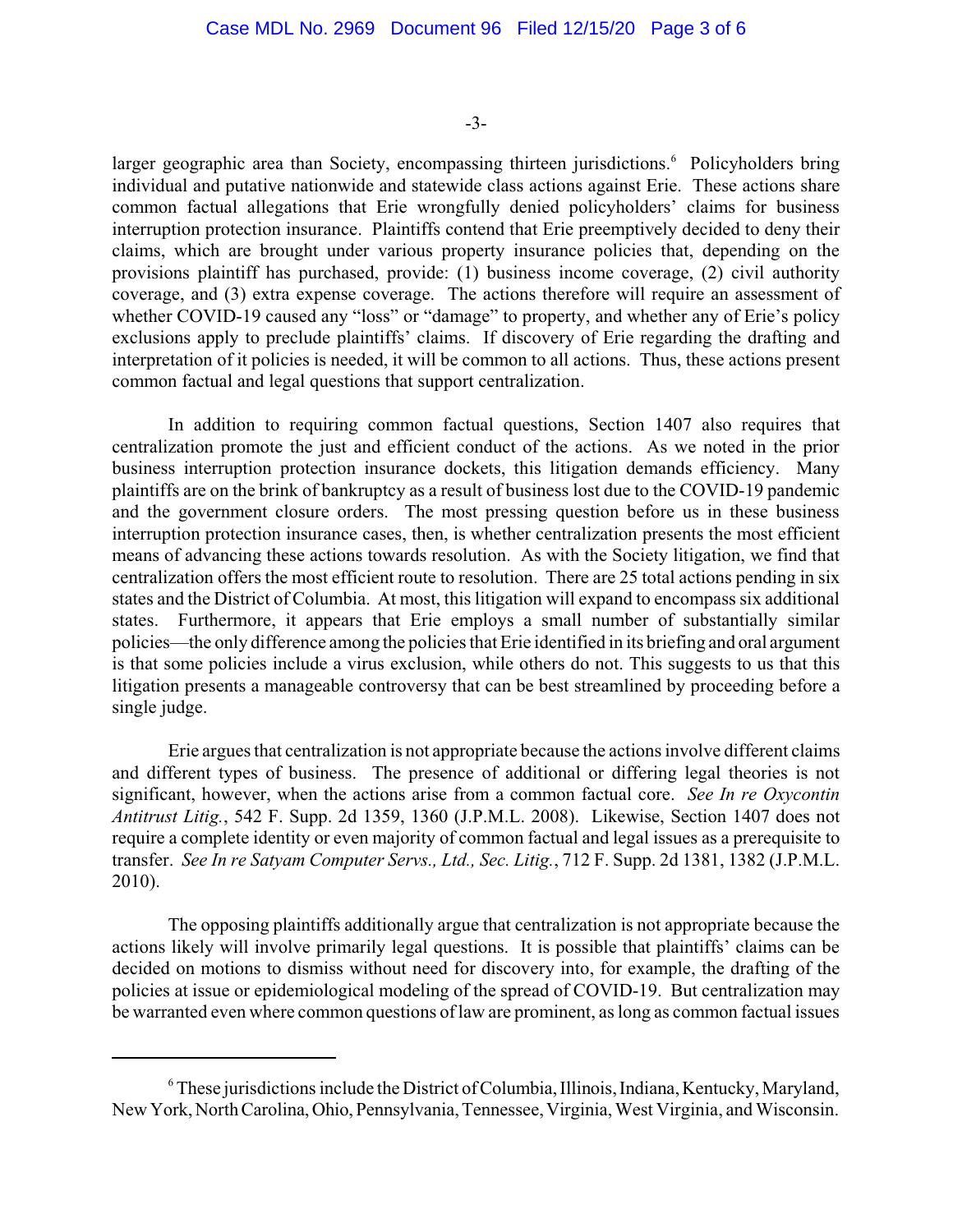larger geographic area than Society, encompassing thirteen jurisdictions.[6] Policyholders bring individual and putative nationwide and statewide class actions against Erie. These actions share common factual allegations that Erie wrongfully denied policyholders' claims for business interruption protection insurance. Plaintiffs contend that Erie preemptively decided to deny their claims, which are brought under various property insurance policies that, depending on the provisions plaintiff has purchased, provide: (1) business income coverage, (2) civil authority coverage, and (3) extra expense coverage. The actions therefore will require an assessment of whether COVID-19 caused any "loss" or "damage" to property, and whether any of Erie's policy exclusions apply to preclude plaintiffs' claims. If discovery of Erie regarding the drafting and interpretation of it policies is needed, it will be common to all actions. Thus, these actions present common factual and legal questions that support centralization.

In addition to requiring common factual questions, Section 1407 also requires that centralization promote the just and efficient conduct of the actions. As we noted in the prior business interruption protection insurance dockets, this litigation demands efficiency. Many plaintiffs are on the brink of bankruptcy as a result of business lost due to the COVID-19 pandemic and the government closure orders. The most pressing question before us in these business interruption protection insurance cases, then, is whether centralization presents the most efficient means of advancing these actions towards resolution. As with the Society litigation, we find that centralization offers the most efficient route to resolution. There are 25 total actions pending in six states and the District of Columbia. At most, this litigation will expand to encompass six additional states. Furthermore, it appears that Erie employs a small number of substantially similar policies—the only difference among the policies that Erie identified in its briefing and oral argument is that some policies include a virus exclusion, while others do not. This suggests to us that this litigation presents a manageable controversy that can be best streamlined by proceeding before a single judge.

Erie argues that centralization is not appropriate because the actions involve different claims and different types of business. The presence of additional or differing legal theories is not significant, however, when the actions arise from a common factual core. *See In re Oxycontin Antitrust Litig.*, 542 F. Supp. 2d 1359, 1360 (J.P.M.L. 2008). Likewise, Section 1407 does not require a complete identity or even majority of common factual and legal issues as a prerequisite to transfer. *See In re Satyam Computer Servs., Ltd., Sec. Litig.*, 712 F. Supp. 2d 1381, 1382 (J.P.M.L. 2010).

The opposing plaintiffs additionally argue that centralization is not appropriate because the actions likely will involve primarily legal questions. It is possible that plaintiffs' claims can be decided on motions to dismiss without need for discovery into, for example, the drafting of the policies at issue or epidemiological modeling of the spread of COVID-19. But centralization may be warranted even where common questions of law are prominent, as long as common factual issues

---

[6] These jurisdictions include the District of Columbia, Illinois, Indiana, Kentucky, Maryland, New York, North Carolina, Ohio, Pennsylvania, Tennessee, Virginia, West Virginia, and Wisconsin.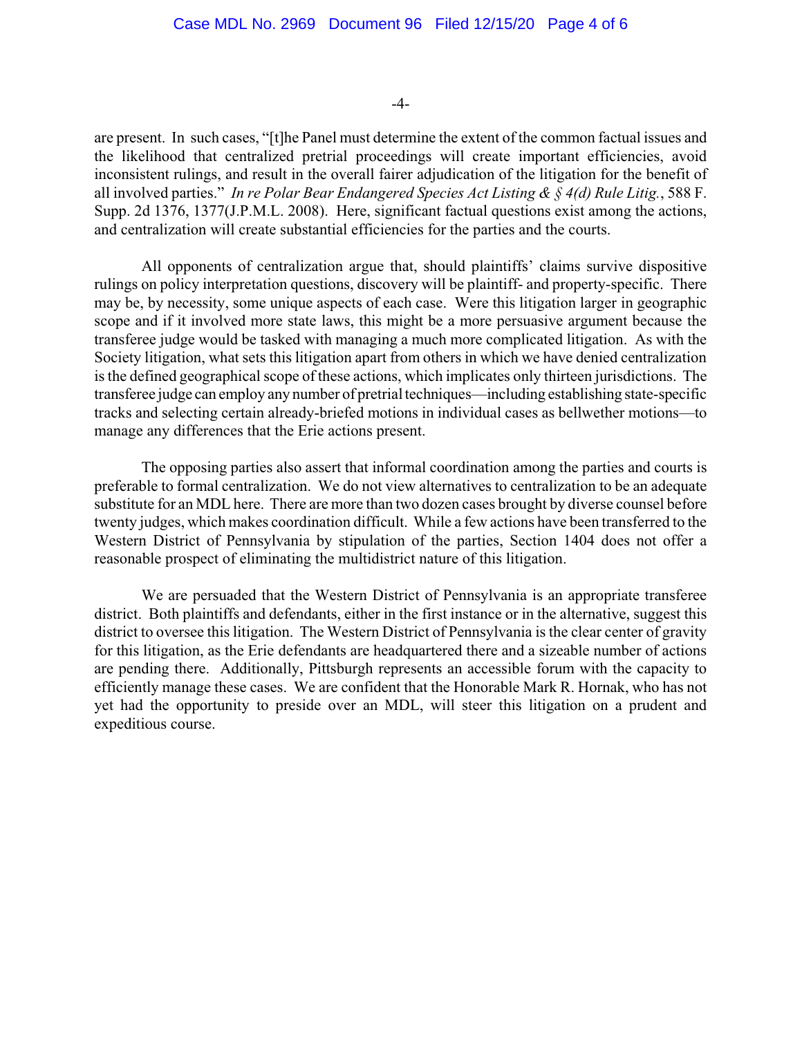are present. In such cases, "[t]he Panel must determine the extent of the common factual issues and the likelihood that centralized pretrial proceedings will create important efficiencies, avoid inconsistent rulings, and result in the overall fairer adjudication of the litigation for the benefit of all involved parties." *In re Polar Bear Endangered Species Act Listing & § 4(d) Rule Litig.*, 588 F. Supp. 2d 1376, 1377(J.P.M.L. 2008). Here, significant factual questions exist among the actions, and centralization will create substantial efficiencies for the parties and the courts.

All opponents of centralization argue that, should plaintiffs' claims survive dispositive rulings on policy interpretation questions, discovery will be plaintiff- and property-specific. There may be, by necessity, some unique aspects of each case. Were this litigation larger in geographic scope and if it involved more state laws, this might be a more persuasive argument because the transferee judge would be tasked with managing a much more complicated litigation. As with the Society litigation, what sets this litigation apart from others in which we have denied centralization is the defined geographical scope of these actions, which implicates only thirteen jurisdictions. The transferee judge can employ any number of pretrial techniques—including establishing state-specific tracks and selecting certain already-briefed motions in individual cases as bellwether motions—to manage any differences that the Erie actions present.

The opposing parties also assert that informal coordination among the parties and courts is preferable to formal centralization. We do not view alternatives to centralization to be an adequate substitute for an MDL here. There are more than two dozen cases brought by diverse counsel before twenty judges, which makes coordination difficult. While a few actions have been transferred to the Western District of Pennsylvania by stipulation of the parties, Section 1404 does not offer a reasonable prospect of eliminating the multidistrict nature of this litigation.

We are persuaded that the Western District of Pennsylvania is an appropriate transferee district. Both plaintiffs and defendants, either in the first instance or in the alternative, suggest this district to oversee this litigation. The Western District of Pennsylvania is the clear center of gravity for this litigation, as the Erie defendants are headquartered there and a sizeable number of actions are pending there. Additionally, Pittsburgh represents an accessible forum with the capacity to efficiently manage these cases. We are confident that the Honorable Mark R. Hornak, who has not yet had the opportunity to preside over an MDL, will steer this litigation on a prudent and expeditious course.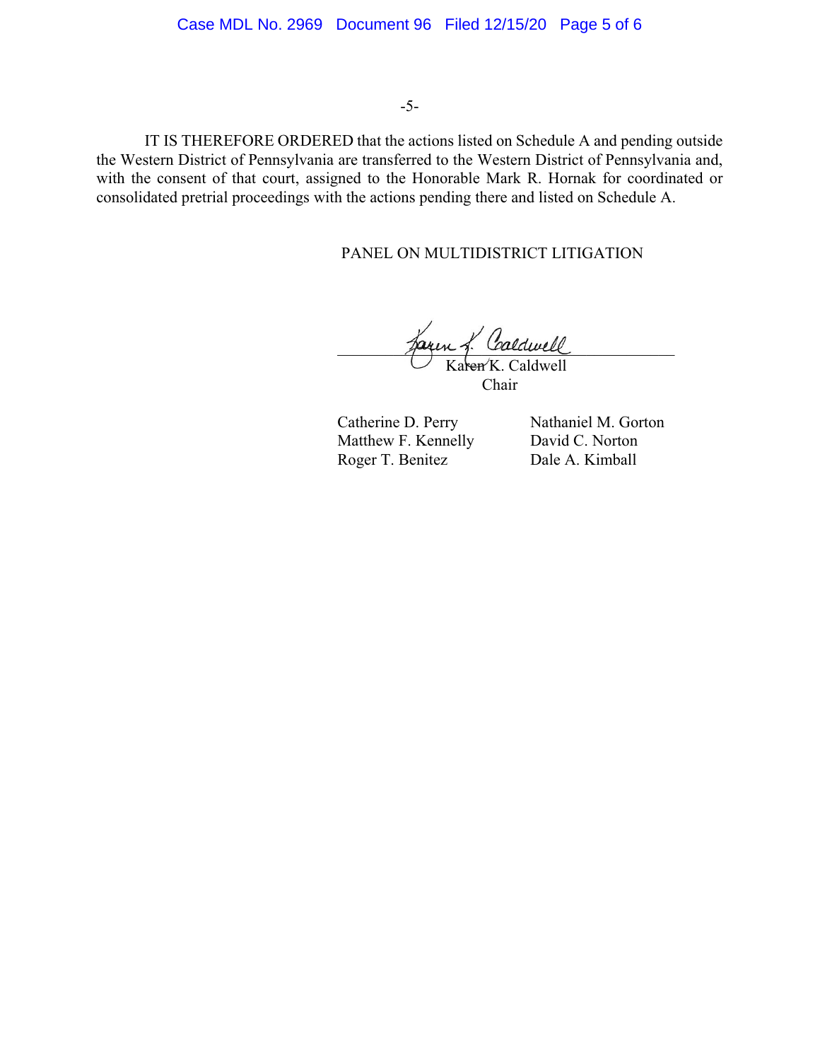IT IS THEREFORE ORDERED that the actions listed on Schedule A and pending outside the Western District of Pennsylvania are transferred to the Western District of Pennsylvania and, with the consent of that court, assigned to the Honorable Mark R. Hornak for coordinated or consolidated pretrial proceedings with the actions pending there and listed on Schedule A.

PANEL ON MULTIDISTRICT LITIGATION

Karen K. Caldwell
Chair

Catherine D. Perry
Matthew F. Kennelly
Roger T. Benitez
Nathaniel M. Gorton
David C. Norton
Dale A. Kimball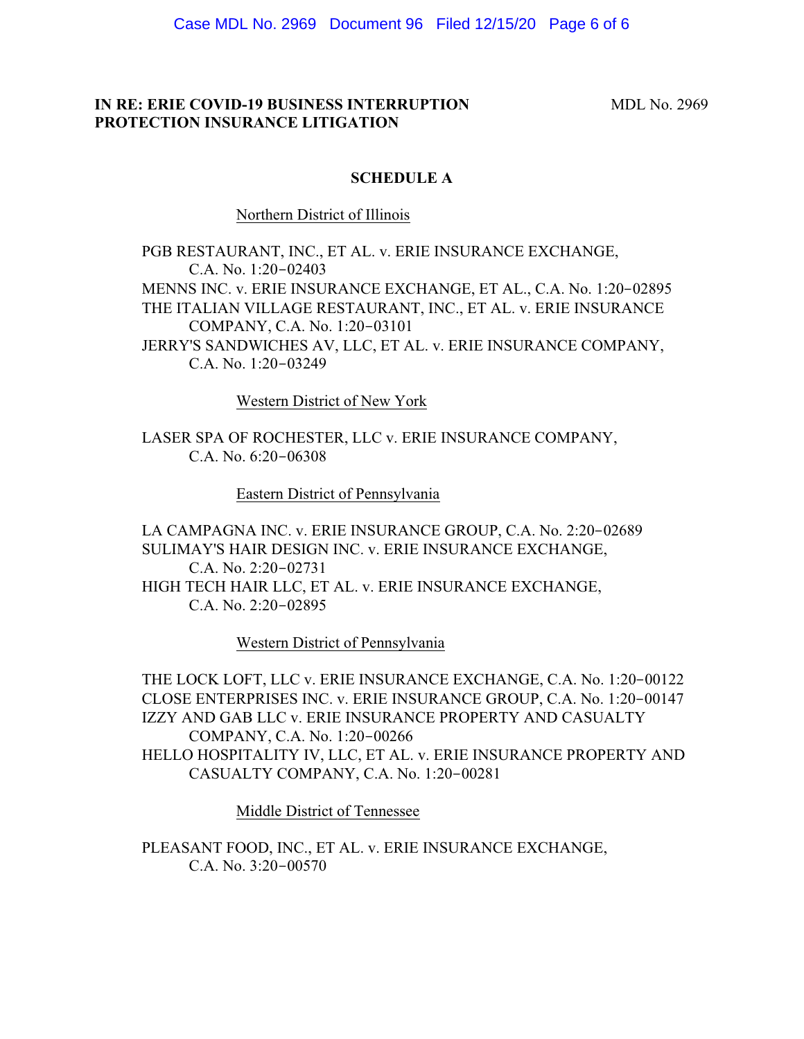**IN RE: ERIE COVID-19 BUSINESS INTERRUPTION PROTECTION INSURANCE LITIGATION** MDL No. 2969

## SCHEDULE A

Northern District of Illinois

PGB RESTAURANT, INC., ET AL. v. ERIE INSURANCE EXCHANGE, C.A. No. 1:20−02403
MENNS INC. v. ERIE INSURANCE EXCHANGE, ET AL., C.A. No. 1:20−02895
THE ITALIAN VILLAGE RESTAURANT, INC., ET AL. v. ERIE INSURANCE COMPANY, C.A. No. 1:20−03101
JERRY'S SANDWICHES AV, LLC, ET AL. v. ERIE INSURANCE COMPANY, C.A. No. 1:20−03249

Western District of New York

LASER SPA OF ROCHESTER, LLC v. ERIE INSURANCE COMPANY, C.A. No. 6:20−06308

Eastern District of Pennsylvania

LA CAMPAGNA INC. v. ERIE INSURANCE GROUP, C.A. No. 2:20−02689
SULIMAY'S HAIR DESIGN INC. v. ERIE INSURANCE EXCHANGE, C.A. No. 2:20−02731
HIGH TECH HAIR LLC, ET AL. v. ERIE INSURANCE EXCHANGE, C.A. No. 2:20−02895

Western District of Pennsylvania

THE LOCK LOFT, LLC v. ERIE INSURANCE EXCHANGE, C.A. No. 1:20−00122
CLOSE ENTERPRISES INC. v. ERIE INSURANCE GROUP, C.A. No. 1:20−00147
IZZY AND GAB LLC v. ERIE INSURANCE PROPERTY AND CASUALTY COMPANY, C.A. No. 1:20−00266
HELLO HOSPITALITY IV, LLC, ET AL. v. ERIE INSURANCE PROPERTY AND CASUALTY COMPANY, C.A. No. 1:20−00281

Middle District of Tennessee

PLEASANT FOOD, INC., ET AL. v. ERIE INSURANCE EXCHANGE, C.A. No. 3:20−00570